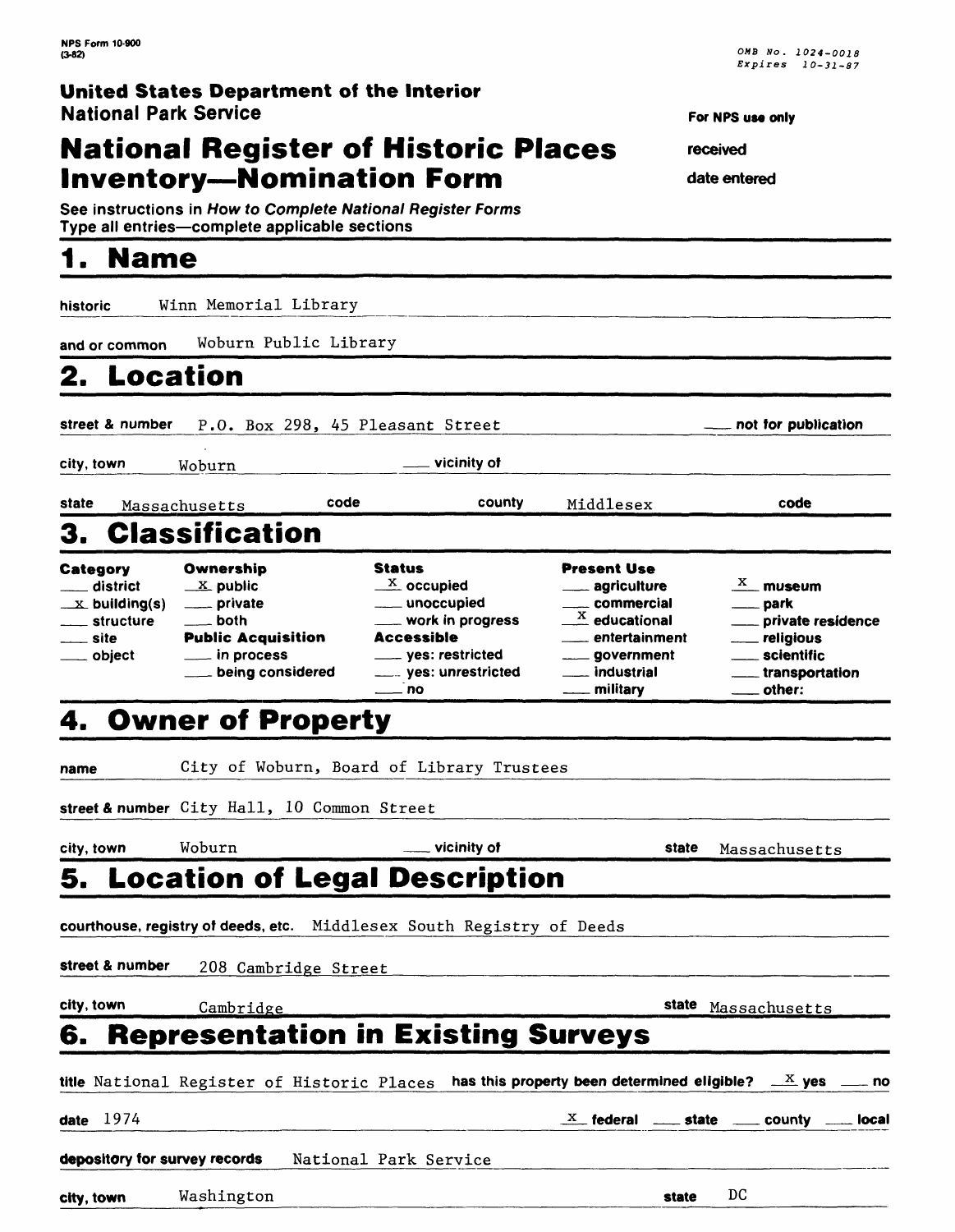NPS Form 10-900
(3-82)

OMB No. 1024-0018
Expires 10-31-87

**United States Department of the Interior**
**National Park Service**

**For NPS use only**

**received**

**date entered**

# National Register of Historic Places Inventory—Nomination Form

See instructions in *How to Complete National Register Forms*
Type all entries—complete applicable sections

## 1. Name

**historic** Winn Memorial Library

**and or common** Woburn Public Library

## 2. Location

**street & number** P.O. Box 298, 45 Pleasant Street ___ not for publication

**city, town** Woburn ___ vicinity of

**state** Massachusetts **code** **county** Middlesex **code**

## 3. Classification

| Category | Ownership | Status | Present Use | |
|---|---|---|---|---|
| ___ district | _x_ public | _x_ occupied | ___ agriculture | _x_ museum |
| _x_ building(s) | ___ private | ___ unoccupied | ___ commercial | ___ park |
| ___ structure | ___ both | ___ work in progress | _x_ educational | ___ private residence |
| ___ site | **Public Acquisition** | **Accessible** | ___ entertainment | ___ religious |
| ___ object | ___ in process | ___ yes: restricted | ___ government | ___ scientific |
| | ___ being considered | ___ yes: unrestricted | ___ industrial | ___ transportation |
| | | ___ no | ___ military | ___ other: |

## 4. Owner of Property

**name** City of Woburn, Board of Library Trustees

**street & number** City Hall, 10 Common Street

**city, town** Woburn ___ vicinity of **state** Massachusetts

## 5. Location of Legal Description

**courthouse, registry of deeds, etc.** Middlesex South Registry of Deeds

**street & number** 208 Cambridge Street

**city, town** Cambridge **state** Massachusetts

## 6. Representation in Existing Surveys

**title** National Register of Historic Places **has this property been determined eligible?** _x_ yes ___ no

**date** 1974 _x_ federal ___ state ___ county ___ local

**depository for survey records** National Park Service

**city, town** Washington **state** DC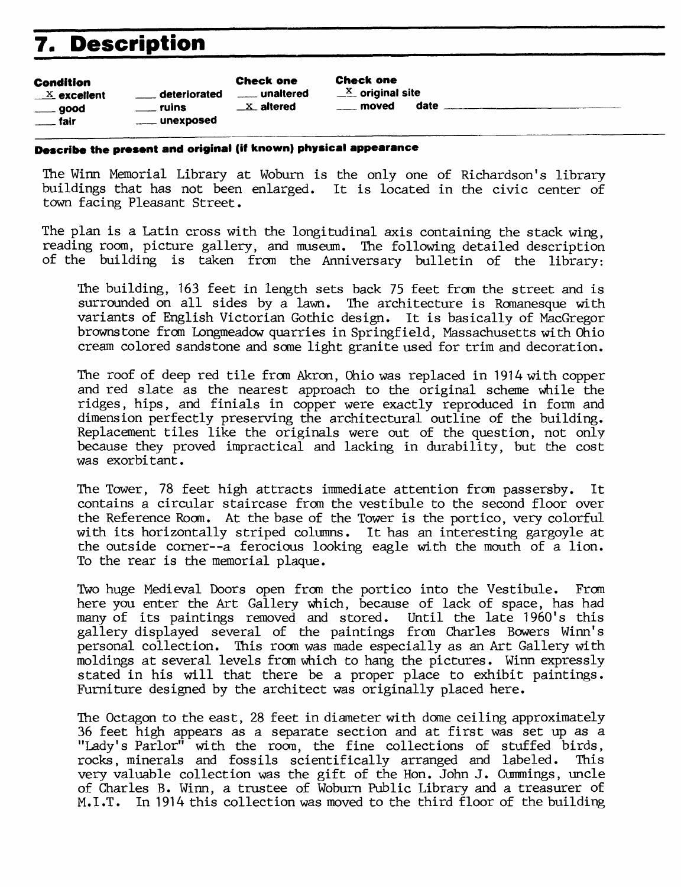# 7. Description

| Condition | | Check one | Check one |
|---|---|---|---|
| _X_ excellent | ___ deteriorated | ___ unaltered | _X_ original site |
| ___ good | ___ ruins | _X_ altered | ___ moved date ________ |
| ___ fair | ___ unexposed | | |

**Describe the present and original (if known) physical appearance**

The Winn Memorial Library at Woburn is the only one of Richardson's library buildings that has not been enlarged. It is located in the civic center of town facing Pleasant Street.

The plan is a Latin cross with the longitudinal axis containing the stack wing, reading room, picture gallery, and museum. The following detailed description of the building is taken from the Anniversary bulletin of the library:

> The building, 163 feet in length sets back 75 feet from the street and is surrounded on all sides by a lawn. The architecture is Romanesque with variants of English Victorian Gothic design. It is basically of MacGregor brownstone from Longmeadow quarries in Springfield, Massachusetts with Ohio cream colored sandstone and some light granite used for trim and decoration.
>
> The roof of deep red tile from Akron, Ohio was replaced in 1914 with copper and red slate as the nearest approach to the original scheme while the ridges, hips, and finials in copper were exactly reproduced in form and dimension perfectly preserving the architectural outline of the building. Replacement tiles like the originals were out of the question, not only because they proved impractical and lacking in durability, but the cost was exorbitant.
>
> The Tower, 78 feet high attracts immediate attention from passersby. It contains a circular staircase from the vestibule to the second floor over the Reference Room. At the base of the Tower is the portico, very colorful with its horizontally striped columns. It has an interesting gargoyle at the outside corner--a ferocious looking eagle with the mouth of a lion. To the rear is the memorial plaque.
>
> Two huge Medieval Doors open from the portico into the Vestibule. From here you enter the Art Gallery which, because of lack of space, has had many of its paintings removed and stored. Until the late 1960's this gallery displayed several of the paintings from Charles Bowers Winn's personal collection. This room was made especially as an Art Gallery with moldings at several levels from which to hang the pictures. Winn expressly stated in his will that there be a proper place to exhibit paintings. Furniture designed by the architect was originally placed here.
>
> The Octagon to the east, 28 feet in diameter with dome ceiling approximately 36 feet high appears as a separate section and at first was set up as a "Lady's Parlor" with the room, the fine collections of stuffed birds, rocks, minerals and fossils scientifically arranged and labeled. This very valuable collection was the gift of the Hon. John J. Cummings, uncle of Charles B. Winn, a trustee of Woburn Public Library and a treasurer of M.I.T. In 1914 this collection was moved to the third floor of the building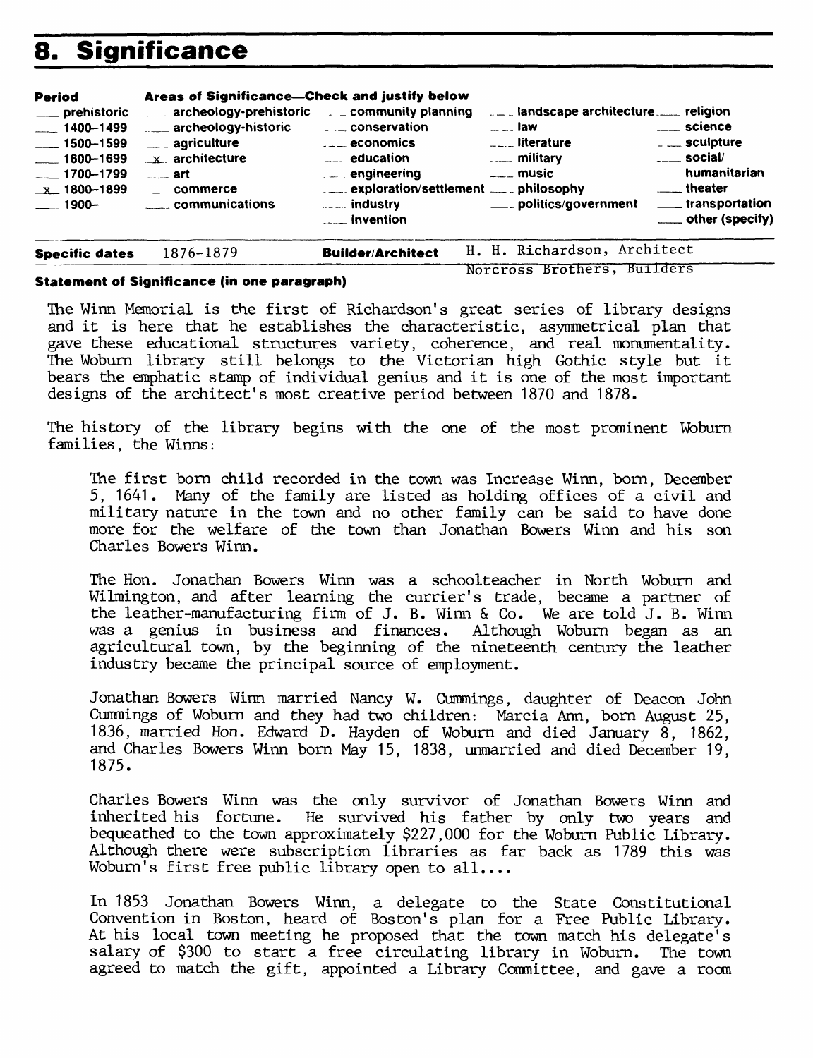## 8. Significance

| Period | Areas of Significance—Check and justify below | | | |
|---|---|---|---|---|
| ___ prehistoric | ___ archeology-prehistoric | ___ community planning | ___ landscape architecture | ___ religion |
| ___ 1400–1499 | ___ archeology-historic | ___ conservation | ___ law | ___ science |
| ___ 1500–1599 | ___ agriculture | ___ economics | ___ literature | ___ sculpture |
| ___ 1600–1699 | _x_ architecture | ___ education | ___ military | ___ social/humanitarian |
| ___ 1700–1799 | ___ art | ___ engineering | ___ music | ___ theater |
| _x_ 1800–1899 | ___ commerce | ___ exploration/settlement | ___ philosophy | ___ transportation |
| ___ 1900– | ___ communications | ___ industry | ___ politics/government | ___ other (specify) |
| | | ___ invention | | |

**Specific dates** 1876-1879 **Builder/Architect** H. H. Richardson, Architect
Norcross Brothers, Builders

**Statement of Significance (in one paragraph)**

The Winn Memorial is the first of Richardson's great series of library designs and it is here that he establishes the characteristic, asymmetrical plan that gave these educational structures variety, coherence, and real monumentality. The Woburn library still belongs to the Victorian high Gothic style but it bears the emphatic stamp of individual genius and it is one of the most important designs of the architect's most creative period between 1870 and 1878.

The history of the library begins with the one of the most prominent Woburn families, the Winns:

> The first born child recorded in the town was Increase Winn, born, December 5, 1641. Many of the family are listed as holding offices of a civil and military nature in the town and no other family can be said to have done more for the welfare of the town than Jonathan Bowers Winn and his son Charles Bowers Winn.
>
> The Hon. Jonathan Bowers Winn was a schoolteacher in North Woburn and Wilmington, and after learning the currier's trade, became a partner of the leather-manufacturing firm of J. B. Winn & Co. We are told J. B. Winn was a genius in business and finances. Although Woburn began as an agricultural town, by the beginning of the nineteenth century the leather industry became the principal source of employment.
>
> Jonathan Bowers Winn married Nancy W. Cummings, daughter of Deacon John Cummings of Woburn and they had two children: Marcia Ann, born August 25, 1836, married Hon. Edward D. Hayden of Woburn and died January 8, 1862, and Charles Bowers Winn born May 15, 1838, unmarried and died December 19, 1875.
>
> Charles Bowers Winn was the only survivor of Jonathan Bowers Winn and inherited his fortune. He survived his father by only two years and bequeathed to the town approximately $227,000 for the Woburn Public Library. Although there were subscription libraries as far back as 1789 this was Woburn's first free public library open to all....
>
> In 1853 Jonathan Bowers Winn, a delegate to the State Constitutional Convention in Boston, heard of Boston's plan for a Free Public Library. At his local town meeting he proposed that the town match his delegate's salary of $300 to start a free circulating library in Woburn. The town agreed to match the gift, appointed a Library Committee, and gave a room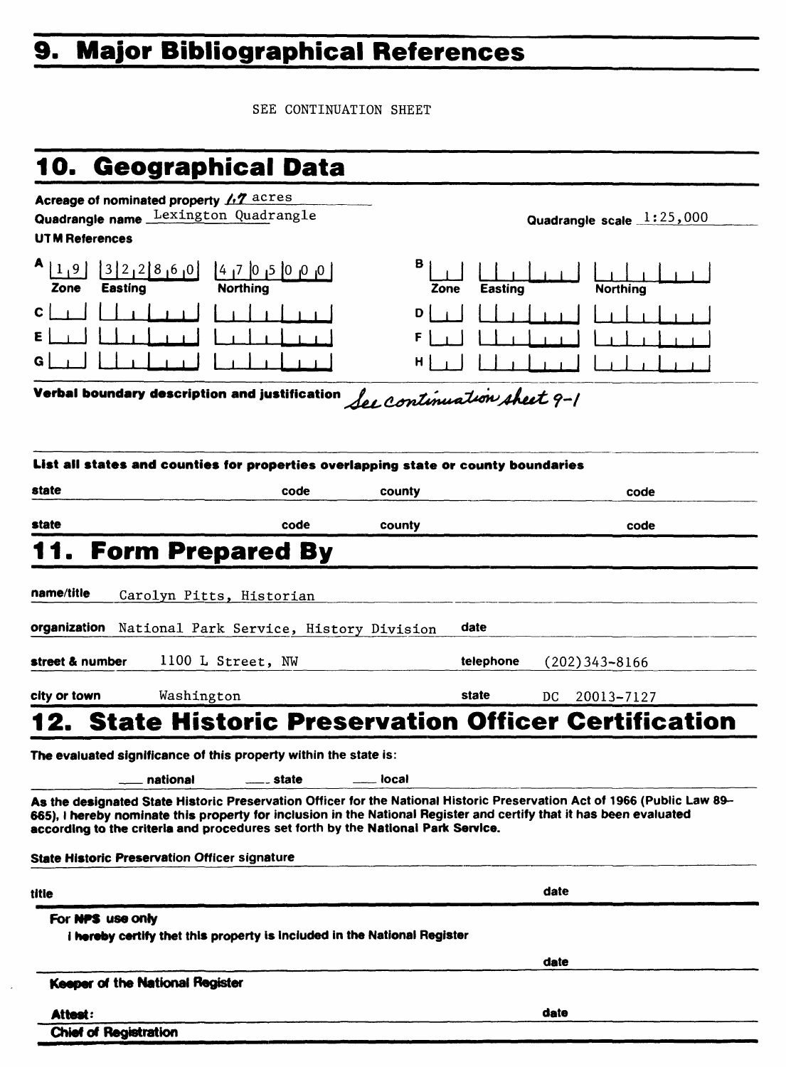# 9. Major Bibliographical References

SEE CONTINUATION SHEET

# 10. Geographical Data

Acreage of nominated property 1.7 acres

Quadrangle name Lexington Quadrangle

Quadrangle scale 1:25,000

UTM References

| | Zone | Easting | Northing | | Zone | Easting | Northing |
|---|---|---|---|---|---|---|---|
| A | 19 | 322860 | 4705000 | B | | | |
| C | | | | D | | | |
| E | | | | F | | | |
| G | | | | H | | | |

Verbal boundary description and justification *See continuation sheet 9-1*

List all states and counties for properties overlapping state or county boundaries

| state | code | county | code |
|---|---|---|---|
| state | code | county | code |

# 11. Form Prepared By

name/title Carolyn Pitts, Historian

organization National Park Service, History Division date

street & number 1100 L Street, NW telephone (202)343-8166

city or town Washington state DC 20013-7127

# 12. State Historic Preservation Officer Certification

The evaluated significance of this property within the state is:

___ national ___ state ___ local

As the designated State Historic Preservation Officer for the National Historic Preservation Act of 1966 (Public Law 89-665), I hereby nominate this property for inclusion in the National Register and certify that it has been evaluated according to the criteria and procedures set forth by the National Park Service.

State Historic Preservation Officer signature

title date

For NPS use only

I hereby certify that this property is included in the National Register

date

Keeper of the National Register

Attest: date

Chief of Registration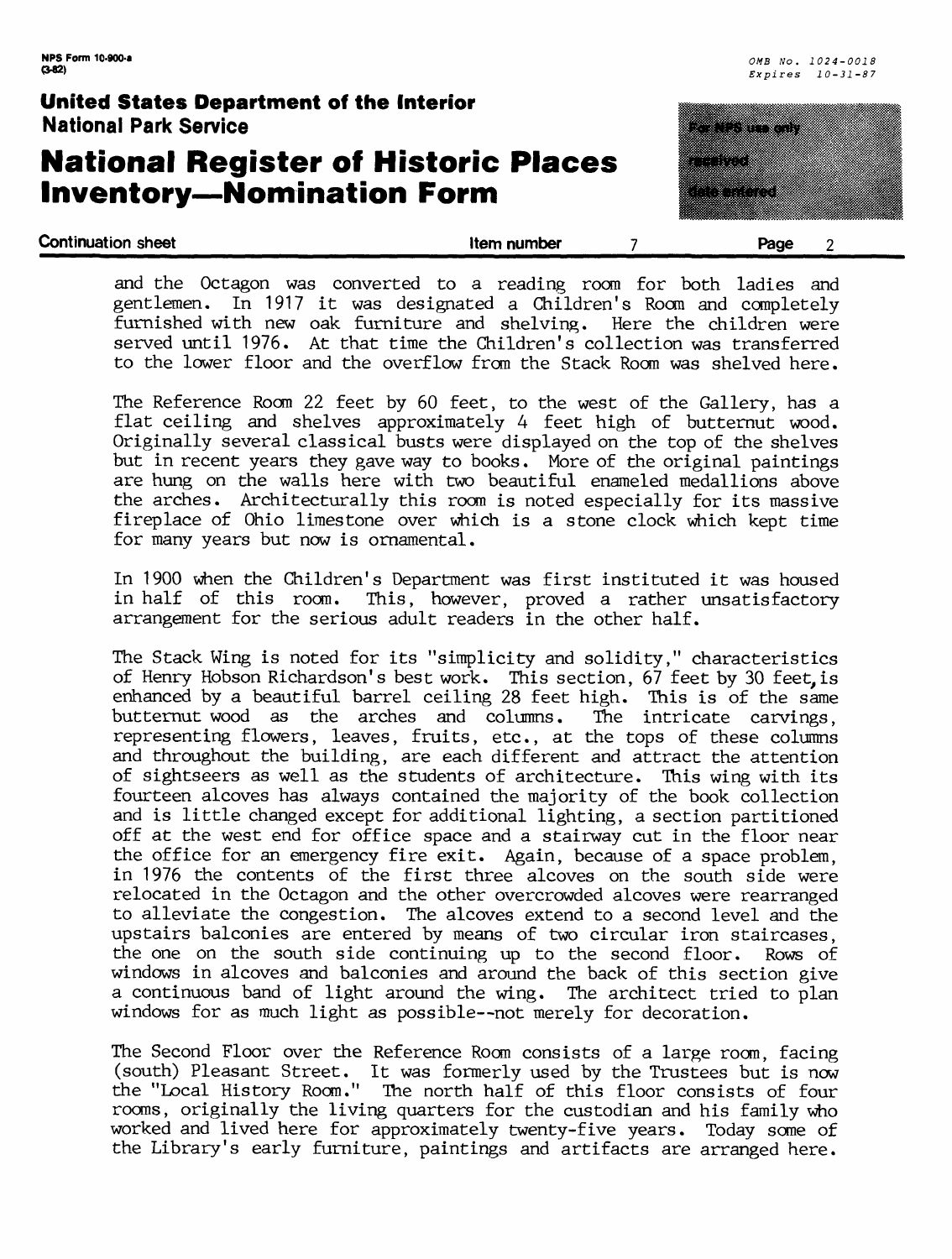and the Octagon was converted to a reading room for both ladies and gentlemen. In 1917 it was designated a Children's Room and completely furnished with new oak furniture and shelving. Here the children were served until 1976. At that time the Children's collection was transferred to the lower floor and the overflow from the Stack Room was shelved here.

The Reference Room 22 feet by 60 feet, to the west of the Gallery, has a flat ceiling and shelves approximately 4 feet high of butternut wood. Originally several classical busts were displayed on the top of the shelves but in recent years they gave way to books. More of the original paintings are hung on the walls here with two beautiful enameled medallions above the arches. Architecturally this room is noted especially for its massive fireplace of Ohio limestone over which is a stone clock which kept time for many years but now is ornamental.

In 1900 when the Children's Department was first instituted it was housed in half of this room. This, however, proved a rather unsatisfactory arrangement for the serious adult readers in the other half.

The Stack Wing is noted for its "simplicity and solidity," characteristics of Henry Hobson Richardson's best work. This section, 67 feet by 30 feet, is enhanced by a beautiful barrel ceiling 28 feet high. This is of the same butternut wood as the arches and columns. The intricate carvings, representing flowers, leaves, fruits, etc., at the tops of these columns and throughout the building, are each different and attract the attention of sightseers as well as the students of architecture. This wing with its fourteen alcoves has always contained the majority of the book collection and is little changed except for additional lighting, a section partitioned off at the west end for office space and a stairway cut in the floor near the office for an emergency fire exit. Again, because of a space problem, in 1976 the contents of the first three alcoves on the south side were relocated in the Octagon and the other overcrowded alcoves were rearranged to alleviate the congestion. The alcoves extend to a second level and the upstairs balconies are entered by means of two circular iron staircases, the one on the south side continuing up to the second floor. Rows of windows in alcoves and balconies and around the back of this section give a continuous band of light around the wing. The architect tried to plan windows for as much light as possible--not merely for decoration.

The Second Floor over the Reference Room consists of a large room, facing (south) Pleasant Street. It was formerly used by the Trustees but is now the "Local History Room." The north half of this floor consists of four rooms, originally the living quarters for the custodian and his family who worked and lived here for approximately twenty-five years. Today some of the Library's early furniture, paintings and artifacts are arranged here.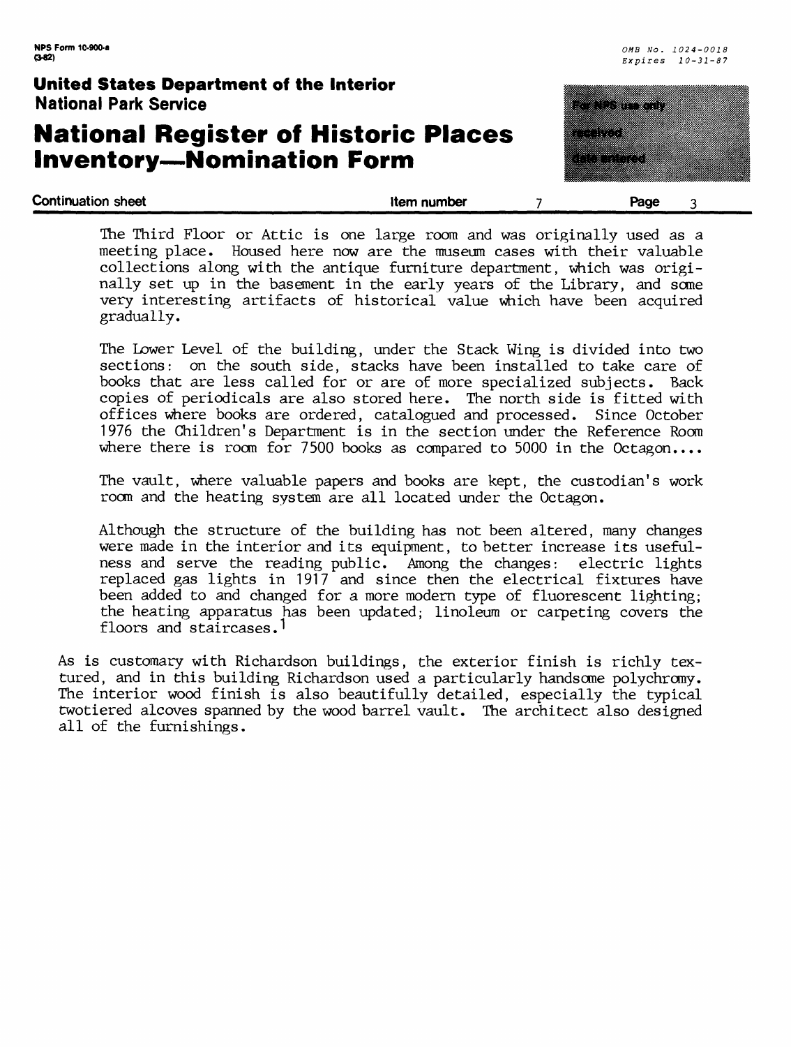The Third Floor or Attic is one large room and was originally used as a meeting place. Housed here now are the museum cases with their valuable collections along with the antique furniture department, which was originally set up in the basement in the early years of the Library, and some very interesting artifacts of historical value which have been acquired gradually.

The Lower Level of the building, under the Stack Wing is divided into two sections: on the south side, stacks have been installed to take care of books that are less called for or are of more specialized subjects. Back copies of periodicals are also stored here. The north side is fitted with offices where books are ordered, catalogued and processed. Since October 1976 the Children's Department is in the section under the Reference Room where there is room for 7500 books as compared to 5000 in the Octagon....

The vault, where valuable papers and books are kept, the custodian's work room and the heating system are all located under the Octagon.

Although the structure of the building has not been altered, many changes were made in the interior and its equipment, to better increase its usefulness and serve the reading public. Among the changes: electric lights replaced gas lights in 1917 and since then the electrical fixtures have been added to and changed for a more modern type of fluorescent lighting; the heating apparatus has been updated; linoleum or carpeting covers the floors and staircases.[1]

As is customary with Richardson buildings, the exterior finish is richly textured, and in this building Richardson used a particularly handsome polychromy. The interior wood finish is also beautifully detailed, especially the typical twotiered alcoves spanned by the wood barrel vault. The architect also designed all of the furnishings.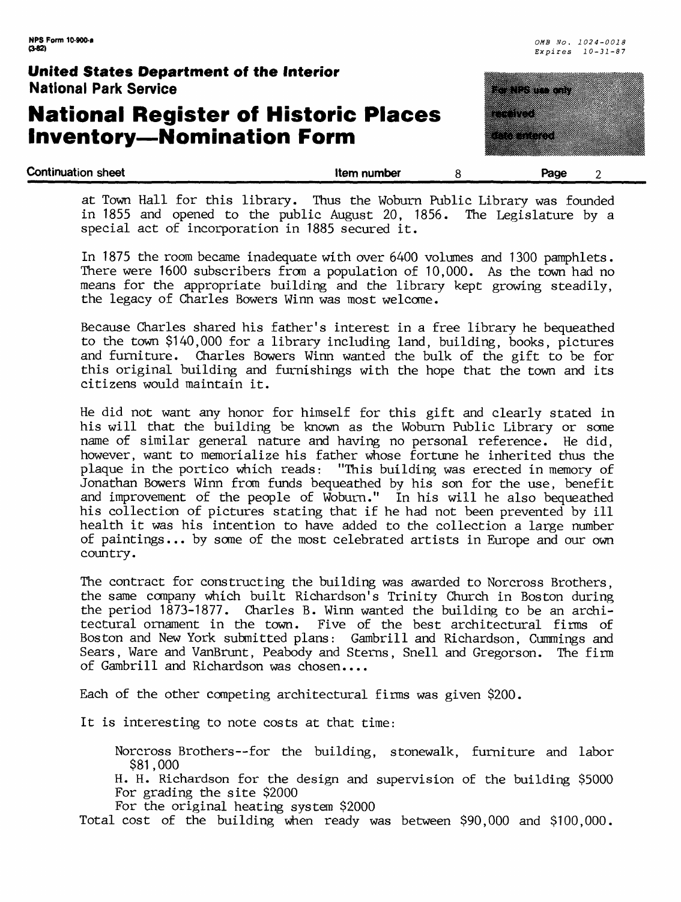at Town Hall for this library. Thus the Woburn Public Library was founded in 1855 and opened to the public August 20, 1856. The Legislature by a special act of incorporation in 1885 secured it.

In 1875 the room became inadequate with over 6400 volumes and 1300 pamphlets. There were 1600 subscribers from a population of 10,000. As the town had no means for the appropriate building and the library kept growing steadily, the legacy of Charles Bowers Winn was most welcome.

Because Charles shared his father's interest in a free library he bequeathed to the town $140,000 for a library including land, building, books, pictures and furniture. Charles Bowers Winn wanted the bulk of the gift to be for this original building and furnishings with the hope that the town and its citizens would maintain it.

He did not want any honor for himself for this gift and clearly stated in his will that the building be known as the Woburn Public Library or some name of similar general nature and having no personal reference. He did, however, want to memorialize his father whose fortune he inherited thus the plaque in the portico which reads: "This building was erected in memory of Jonathan Bowers Winn from funds bequeathed by his son for the use, benefit and improvement of the people of Woburn." In his will he also bequeathed his collection of pictures stating that if he had not been prevented by ill health it was his intention to have added to the collection a large number of paintings... by some of the most celebrated artists in Europe and our own country.

The contract for constructing the building was awarded to Norcross Brothers, the same company which built Richardson's Trinity Church in Boston during the period 1873-1877. Charles B. Winn wanted the building to be an architectural ornament in the town. Five of the best architectural firms of Boston and New York submitted plans: Gambrill and Richardson, Cummings and Sears, Ware and VanBrunt, Peabody and Sterns, Snell and Gregorson. The firm of Gambrill and Richardson was chosen....

Each of the other competing architectural firms was given $200.

It is interesting to note costs at that time:

> Norcross Brothers--for the building, stonewalk, furniture and labor $81,000
> H. H. Richardson for the design and supervision of the building $5000
> For grading the site $2000
> For the original heating system $2000

Total cost of the building when ready was between $90,000 and $100,000.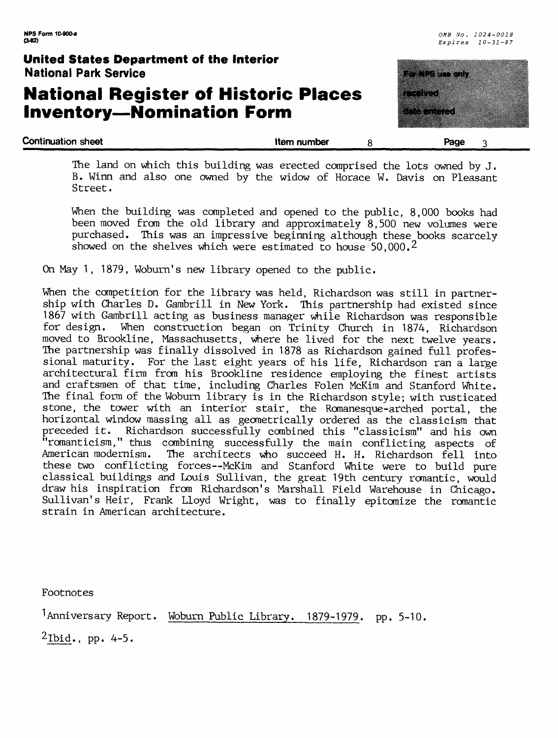The land on which this building was erected comprised the lots owned by J. B. Winn and also one owned by the widow of Horace W. Davis on Pleasant Street.

When the building was completed and opened to the public, 8,000 books had been moved from the old library and approximately 8,500 new volumes were purchased. This was an impressive beginning although these books scarcely showed on the shelves which were estimated to house 50,000.[2]

On May 1, 1879, Woburn's new library opened to the public.

When the competition for the library was held, Richardson was still in partnership with Charles D. Gambrill in New York. This partnership had existed since 1867 with Gambrill acting as business manager while Richardson was responsible for design. When construction began on Trinity Church in 1874, Richardson moved to Brookline, Massachusetts, where he lived for the next twelve years. The partnership was finally dissolved in 1878 as Richardson gained full professional maturity. For the last eight years of his life, Richardson ran a large architectural firm from his Brookline residence employing the finest artists and craftsmen of that time, including Charles Folen McKim and Stanford White. The final form of the Woburn library is in the Richardson style; with rusticated stone, the tower with an interior stair, the Romanesque-arched portal, the horizontal window massing all as geometrically ordered as the classicism that preceded it. Richardson successfully combined this "classicism" and his own "romanticism," thus combining successfully the main conflicting aspects of American modernism. The architects who succeed H. H. Richardson fell into these two conflicting forces--McKim and Stanford White were to build pure classical buildings and Louis Sullivan, the great 19th century romantic, would draw his inspiration from Richardson's Marshall Field Warehouse in Chicago. Sullivan's Heir, Frank Lloyd Wright, was to finally epitomize the romantic strain in American architecture.

Footnotes

[1] Anniversary Report. Woburn Public Library. 1879-1979. pp. 5-10.

[2] Ibid., pp. 4-5.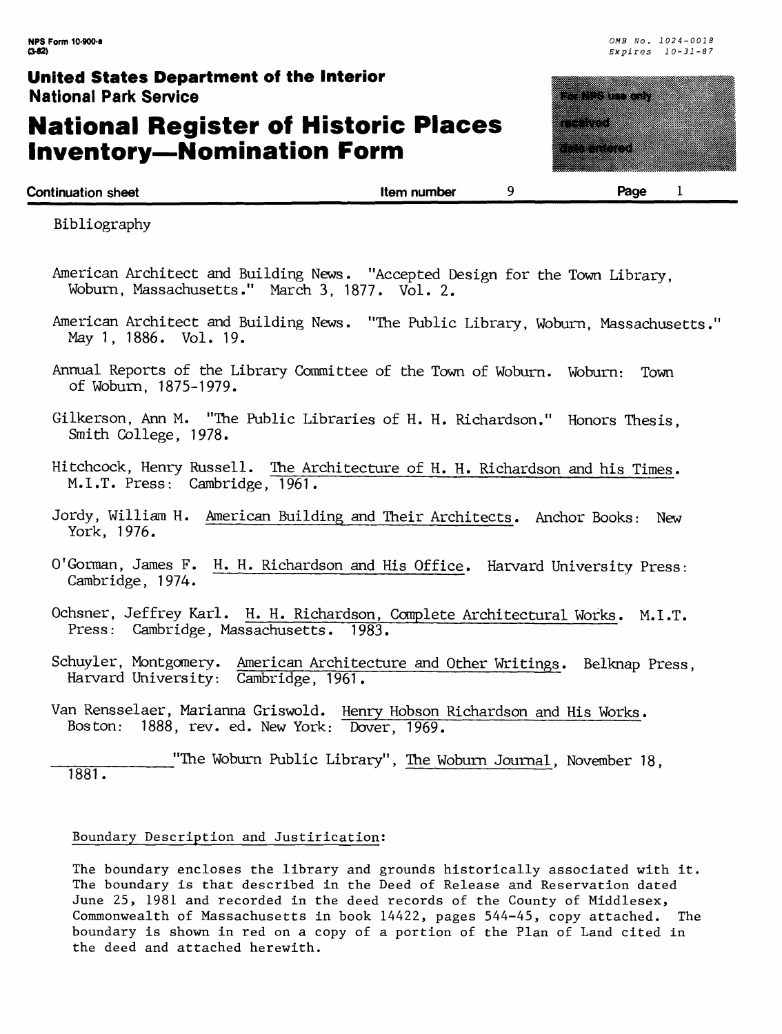Bibliography

American Architect and Building News. "Accepted Design for the Town Library, Woburn, Massachusetts." March 3, 1877. Vol. 2.

American Architect and Building News. "The Public Library, Woburn, Massachusetts." May 1, 1886. Vol. 19.

Annual Reports of the Library Committee of the Town of Woburn. Woburn: Town of Woburn, 1875-1979.

Gilkerson, Ann M. "The Public Libraries of H. H. Richardson." Honors Thesis, Smith College, 1978.

Hitchcock, Henry Russell. The Architecture of H. H. Richardson and his Times. M.I.T. Press: Cambridge, 1961.

Jordy, William H. American Building and Their Architects. Anchor Books: New York, 1976.

O'Gorman, James F. H. H. Richardson and His Office. Harvard University Press: Cambridge, 1974.

Ochsner, Jeffrey Karl. H. H. Richardson, Complete Architectural Works. M.I.T. Press: Cambridge, Massachusetts. 1983.

Schuyler, Montgomery. American Architecture and Other Writings. Belknap Press, Harvard University: Cambridge, 1961.

Van Rensselaer, Marianna Griswold. Henry Hobson Richardson and His Works. Boston: 1888, rev. ed. New York: Dover, 1969.

\_\_\_\_\_\_\_\_\_\_\_\_ "The Woburn Public Library", The Woburn Journal, November 18, 1881.

Boundary Description and Justirication:

The boundary encloses the library and grounds historically associated with it. The boundary is that described in the Deed of Release and Reservation dated June 25, 1981 and recorded in the deed records of the County of Middlesex, Commonwealth of Massachusetts in book 14422, pages 544-45, copy attached. The boundary is shown in red on a copy of a portion of the Plan of Land cited in the deed and attached herewith.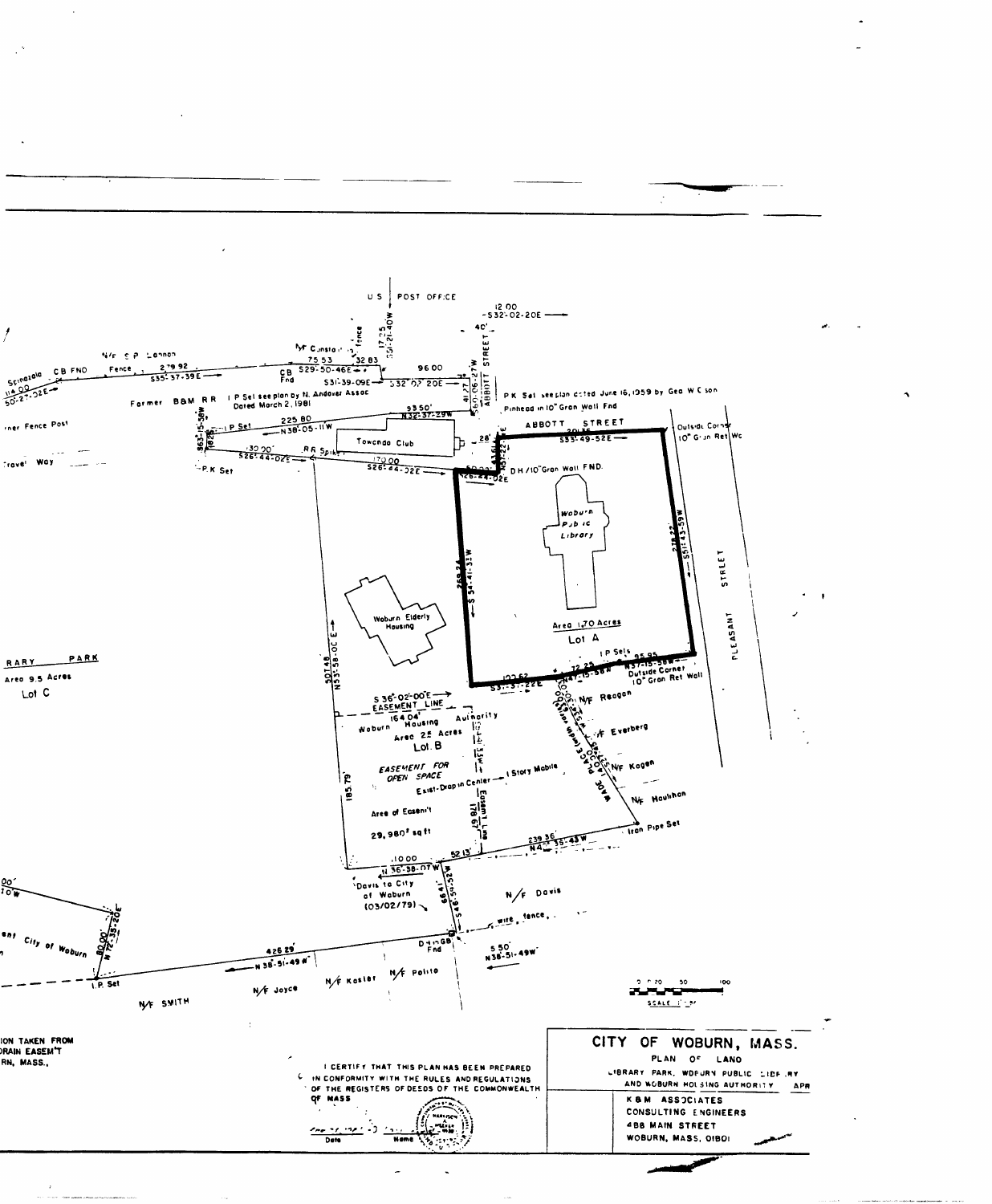**CITY OF WOBURN, MASS.**

PLAN OF LAND

LIBRARY PARK, WOBURN PUBLIC LIBRARY AND WOBURN HOUSING AUTHORITY APR

K&M ASSOCIATES
CONSULTING ENGINEERS
488 MAIN STREET
WOBURN, MASS. 01801

I CERTIFY THAT THIS PLAN HAS BEEN PREPARED IN CONFORMITY WITH THE RULES AND REGULATIONS OF THE REGISTERS OF DEEDS OF THE COMMONWEALTH OF MASS.

Date Name

ION TAKEN FROM
DRAIN EASEM'T
RN, MASS.,

U.S. POST OFFICE

ABBOTT STREET

PLEASANT STREET

Woburn Public Library

Area 1.70 Acres
Lot A

Woburn Elderly Housing

Towanda Club

LIBRARY PARK
Area 9.5 Acres
Lot C

Woburn Housing Authority
Area 2± Acres
Lot B

EASEMENT FOR OPEN SPACE
Exist. Drop-in Center → 1 Story Mobile

Area of Easem't
29,980± sq ft

EASEMENT LINE

WADE PLACE

N/F Reagan
N/F Everberg
N/F Kogen
N/F Houlihan
N/F Davis
N/F Polito
N/F Koster
N/F Joyce
N/F SMITH
N/F E.P. Lennon
N/F Constantino
Spinazola

Davis to City of Woburn (03/02/79)

Former B&M RR

I.P. Set see plan by N. Andover Assoc. Dated March 2, 1981

P.K. Set see plan dated June 16, 1959 by Geo. W. Carlson

Pinhead in 10" Gran. Wall Fnd

DH/10" Gran Wall FND.

Outside Corner 10" Gran Ret Wall

Outside Corner 10" Gran Ret Wall

I.P. Sets

Iron Pipe Set

D.H. in GB Fnd

CB FND

CB Fnd

R.R. Spike

P.K. Set

I.P. Set

Fence

wire fence

SCALE 1" = 50'
0 20 50 100